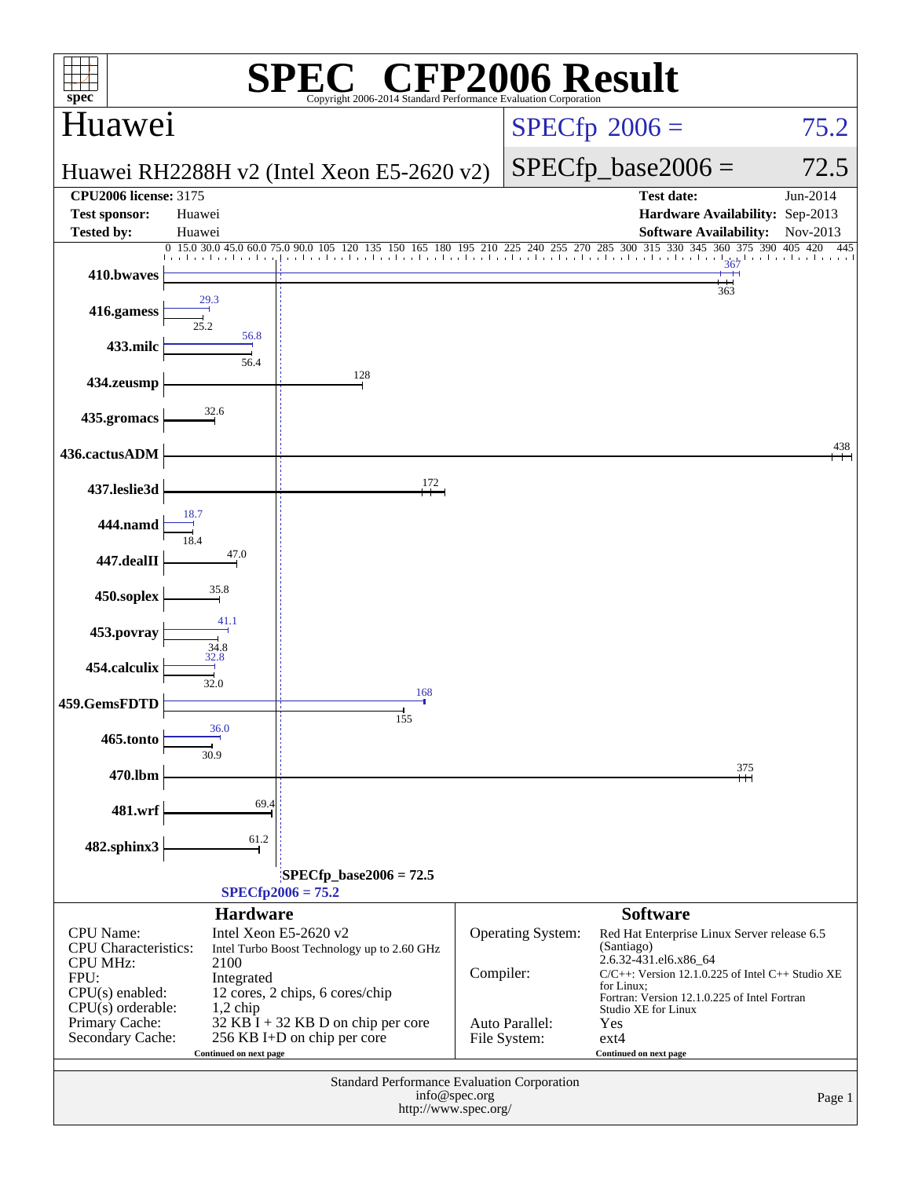# SPEC CFP2006 Result

Copyright 2006-2014 Standard Performance Evaluation Corporation

## Huawei

Huawei RH2288H v2 (Intel Xeon E5-2620 v2)

SPECfp 2006 = 75.2

SPECfp_base2006 = 72.5

| | | | |
|---|---|---|---|
| **CPU2006 license:** 3175 | | **Test date:** | Jun-2014 |
| **Test sponsor:** | Huawei | **Hardware Availability:** | Sep-2013 |
| **Tested by:** | Huawei | **Software Availability:** | Nov-2013 |

| Benchmark | Peak | Base |
|---|---|---|
| 410.bwaves | 367 | 363 |
| 416.gamess | 29.3 | 25.2 |
| 433.milc | 56.8 | 56.4 |
| 434.zeusmp | | 128 |
| 435.gromacs | | 32.6 |
| 436.cactusADM | | 438 |
| 437.leslie3d | | 172 |
| 444.namd | 18.7 | 18.4 |
| 447.dealII | | 47.0 |
| 450.soplex | | 35.8 |
| 453.povray | 41.1 | 34.8 |
| 454.calculix | 32.8 | 32.0 |
| 459.GemsFDTD | 168 | 155 |
| 465.tonto | 36.0 | 30.9 |
| 470.lbm | | 375 |
| 481.wrf | | 69.4 |
| 482.sphinx3 | | 61.2 |

SPECfp_base2006 = 72.5

SPECfp2006 = 75.2

## Hardware

| | |
|---|---|
| CPU Name: | Intel Xeon E5-2620 v2 |
| CPU Characteristics: | Intel Turbo Boost Technology up to 2.60 GHz |
| CPU MHz: | 2100 |
| FPU: | Integrated |
| CPU(s) enabled: | 12 cores, 2 chips, 6 cores/chip |
| CPU(s) orderable: | 1,2 chip |
| Primary Cache: | 32 KB I + 32 KB D on chip per core |
| Secondary Cache: | 256 KB I+D on chip per core |

Continued on next page

## Software

| | |
|---|---|
| Operating System: | Red Hat Enterprise Linux Server release 6.5 (Santiago) 2.6.32-431.el6.x86_64 |
| Compiler: | C/C++: Version 12.1.0.225 of Intel C++ Studio XE for Linux; Fortran: Version 12.1.0.225 of Intel Fortran Studio XE for Linux |
| Auto Parallel: | Yes |
| File System: | ext4 |

Continued on next page

Standard Performance Evaluation Corporation
info@spec.org
http://www.spec.org/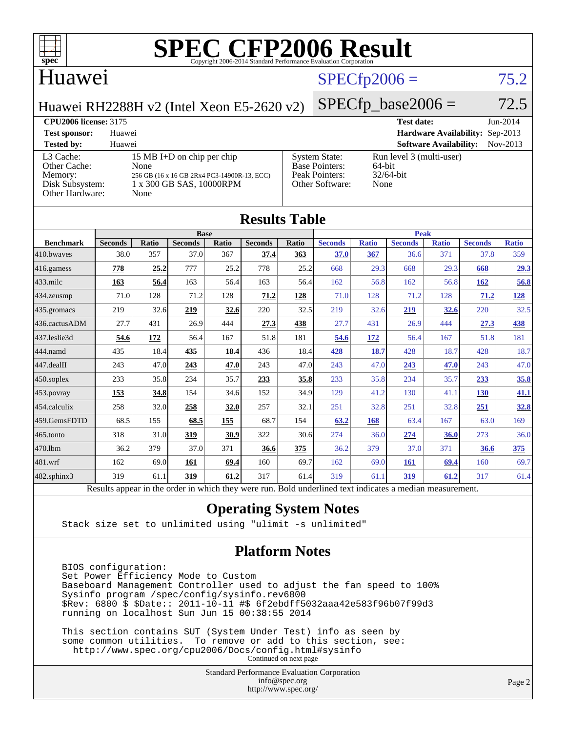# SPEC CFP2006 Result

Copyright 2006-2014 Standard Performance Evaluation Corporation

## Huawei

Huawei RH2288H v2 (Intel Xeon E5-2620 v2)

SPECfp2006 = 75.2

SPECfp_base2006 = 72.5

| | | | |
|---|---|---|---|
| **CPU2006 license:** 3175 | | **Test date:** | Jun-2014 |
| **Test sponsor:** | Huawei | **Hardware Availability:** | Sep-2013 |
| **Tested by:** | Huawei | **Software Availability:** | Nov-2013 |

| | | | |
|---|---|---|---|
| L3 Cache: | 15 MB I+D on chip per chip | System State: | Run level 3 (multi-user) |
| Other Cache: | None | Base Pointers: | 64-bit |
| Memory: | 256 GB (16 x 16 GB 2Rx4 PC3-14900R-13, ECC) | Peak Pointers: | 32/64-bit |
| Disk Subsystem: | 1 x 300 GB SAS, 10000RPM | Other Software: | None |
| Other Hardware: | None | | |

## Results Table

| Benchmark | Base | | | | | | Peak | | | | | |
|---|---|---|---|---|---|---|---|---|---|---|---|---|
| | Seconds | Ratio | Seconds | Ratio | Seconds | Ratio | Seconds | Ratio | Seconds | Ratio | Seconds | Ratio |
| 410.bwaves | 38.0 | 357 | 37.0 | 367 | **37.4** | **363** | **37.0** | **367** | 36.6 | 371 | 37.8 | 359 |
| 416.gamess | **778** | **25.2** | 777 | 25.2 | 778 | 25.2 | 668 | 29.3 | 668 | 29.3 | **668** | **29.3** |
| 433.milc | **163** | **56.4** | 163 | 56.4 | 163 | 56.4 | 162 | 56.8 | 162 | 56.8 | **162** | **56.8** |
| 434.zeusmp | 71.0 | 128 | 71.2 | 128 | **71.2** | **128** | 71.0 | 128 | 71.2 | 128 | **71.2** | **128** |
| 435.gromacs | 219 | 32.6 | **219** | **32.6** | 220 | 32.5 | 219 | 32.6 | **219** | **32.6** | 220 | 32.5 |
| 436.cactusADM | 27.7 | 431 | 26.9 | 444 | **27.3** | **438** | 27.7 | 431 | 26.9 | 444 | **27.3** | **438** |
| 437.leslie3d | **54.6** | **172** | 56.4 | 167 | 51.8 | 181 | **54.6** | **172** | 56.4 | 167 | 51.8 | 181 |
| 444.namd | 435 | 18.4 | **435** | **18.4** | 436 | 18.4 | **428** | **18.7** | 428 | 18.7 | 428 | 18.7 |
| 447.dealII | 243 | 47.0 | **243** | **47.0** | 243 | 47.0 | 243 | 47.0 | **243** | **47.0** | 243 | 47.0 |
| 450.soplex | 233 | 35.8 | 234 | 35.7 | **233** | **35.8** | 233 | 35.8 | 234 | 35.7 | **233** | **35.8** |
| 453.povray | **153** | **34.8** | 154 | 34.6 | 152 | 34.9 | 129 | 41.2 | 130 | 41.1 | **130** | **41.1** |
| 454.calculix | 258 | 32.0 | **258** | **32.0** | 257 | 32.1 | 251 | 32.8 | 251 | 32.8 | **251** | **32.8** |
| 459.GemsFDTD | 68.5 | 155 | **68.5** | **155** | 68.7 | 154 | **63.2** | **168** | 63.4 | 167 | 63.0 | 169 |
| 465.tonto | 318 | 31.0 | **319** | **30.9** | 322 | 30.6 | 274 | 36.0 | **274** | **36.0** | 273 | 36.0 |
| 470.lbm | 36.2 | 379 | 37.0 | 371 | **36.6** | **375** | 36.2 | 379 | 37.0 | 371 | **36.6** | **375** |
| 481.wrf | 162 | 69.0 | **161** | **69.4** | 160 | 69.7 | 162 | 69.0 | **161** | **69.4** | 160 | 69.7 |
| 482.sphinx3 | 319 | 61.1 | **319** | **61.2** | 317 | 61.4 | 319 | 61.1 | **319** | **61.2** | 317 | 61.4 |

Results appear in the order in which they were run. Bold underlined text indicates a median measurement.

## Operating System Notes

```
Stack size set to unlimited using "ulimit -s unlimited"
```

## Platform Notes

```
BIOS configuration:
Set Power Efficiency Mode to Custom
Baseboard Management Controller used to adjust the fan speed to 100%
Sysinfo program /spec/config/sysinfo.rev6800
$Rev: 6800 $ $Date:: 2011-10-11 #$ 6f2ebdff5032aaa42e583f96b07f99d3
running on localhost Sun Jun 15 00:38:55 2014

This section contains SUT (System Under Test) info as seen by
some common utilities.  To remove or add to this section, see:
  http://www.spec.org/cpu2006/Docs/config.html#sysinfo
```

Continued on next page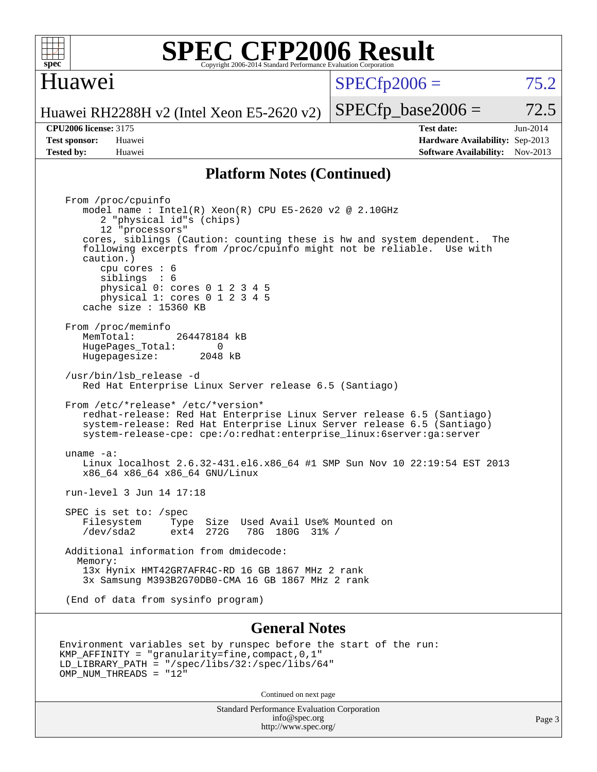# SPEC CFP2006 Result

Copyright 2006-2014 Standard Performance Evaluation Corporation

## Huawei

Huawei RH2288H v2 (Intel Xeon E5-2620 v2)

SPECfp2006 = 75.2

SPECfp_base2006 = 72.5

**CPU2006 license:** 3175
**Test sponsor:** Huawei
**Tested by:** Huawei

**Test date:** Jun-2014
**Hardware Availability:** Sep-2013
**Software Availability:** Nov-2013

## Platform Notes (Continued)

```
From /proc/cpuinfo
   model name : Intel(R) Xeon(R) CPU E5-2620 v2 @ 2.10GHz
      2 "physical id"s (chips)
      12 "processors"
   cores, siblings (Caution: counting these is hw and system dependent.  The
   following excerpts from /proc/cpuinfo might not be reliable.  Use with
   caution.)
      cpu cores : 6
      siblings  : 6
      physical 0: cores 0 1 2 3 4 5
      physical 1: cores 0 1 2 3 4 5
   cache size : 15360 KB

From /proc/meminfo
   MemTotal:       264478184 kB
   HugePages_Total:       0
   Hugepagesize:       2048 kB

/usr/bin/lsb_release -d
   Red Hat Enterprise Linux Server release 6.5 (Santiago)

From /etc/*release* /etc/*version*
   redhat-release: Red Hat Enterprise Linux Server release 6.5 (Santiago)
   system-release: Red Hat Enterprise Linux Server release 6.5 (Santiago)
   system-release-cpe: cpe:/o:redhat:enterprise_linux:6server:ga:server

uname -a:
   Linux localhost 2.6.32-431.el6.x86_64 #1 SMP Sun Nov 10 22:19:54 EST 2013
   x86_64 x86_64 x86_64 GNU/Linux

run-level 3 Jun 14 17:18

SPEC is set to: /spec
   Filesystem     Type  Size  Used Avail Use% Mounted on
   /dev/sda2      ext4  272G   78G  180G  31% /

Additional information from dmidecode:
  Memory:
   13x Hynix HMT42GR7AFR4C-RD 16 GB 1867 MHz 2 rank
   3x Samsung M393B2G70DB0-CMA 16 GB 1867 MHz 2 rank

(End of data from sysinfo program)
```

## General Notes

```
Environment variables set by runspec before the start of the run:
KMP_AFFINITY = "granularity=fine,compact,0,1"
LD_LIBRARY_PATH = "/spec/libs/32:/spec/libs/64"
OMP_NUM_THREADS = "12"
```

Continued on next page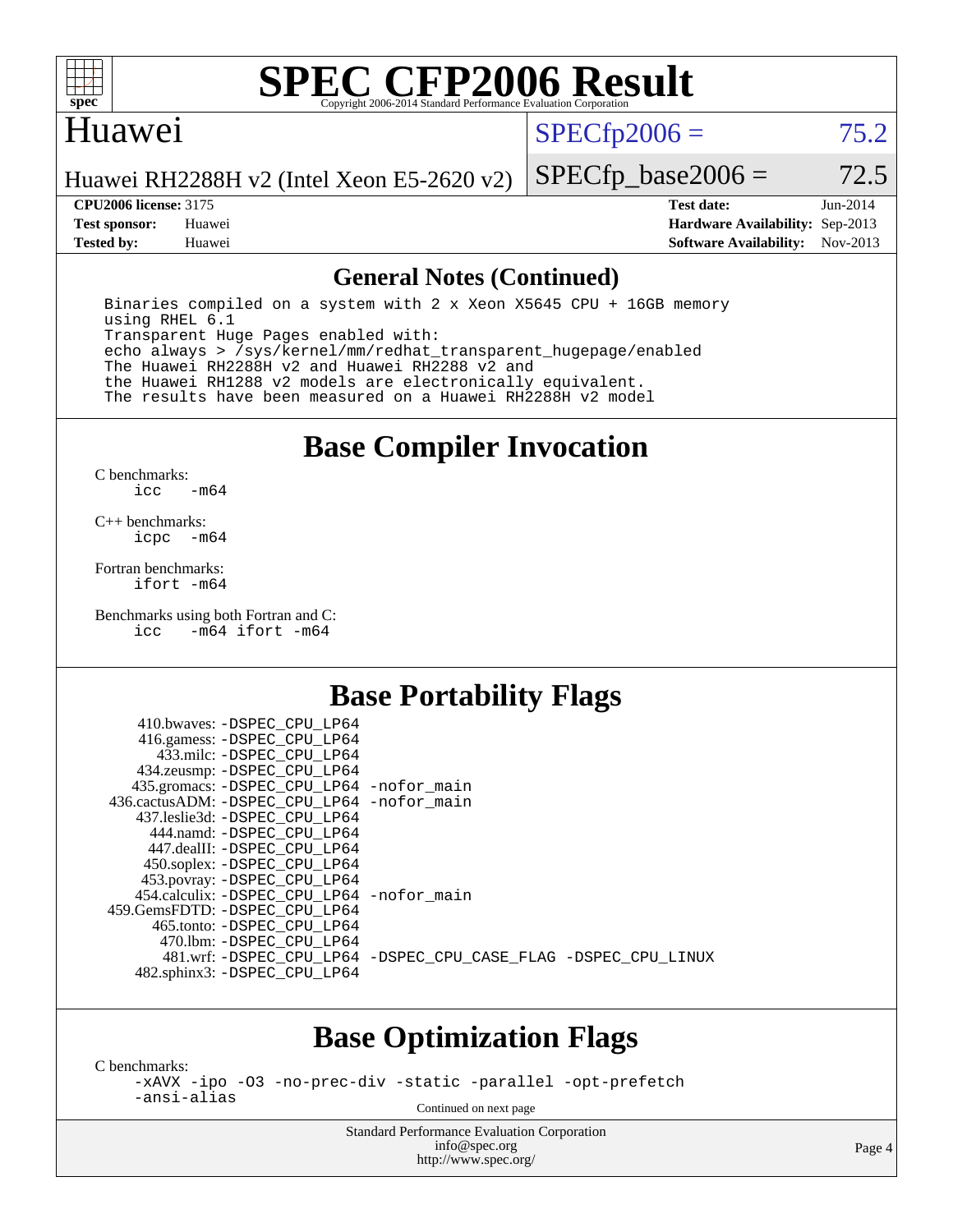# SPEC CFP2006 Result

Copyright 2006-2014 Standard Performance Evaluation Corporation

## Huawei

Huawei RH2288H v2 (Intel Xeon E5-2620 v2)

SPECfp2006 = 75.2

SPECfp_base2006 = 72.5

| | | | |
|---|---|---|---|
| **CPU2006 license:** 3175 | | **Test date:** | Jun-2014 |
| **Test sponsor:** | Huawei | **Hardware Availability:** | Sep-2013 |
| **Tested by:** | Huawei | **Software Availability:** | Nov-2013 |

## General Notes (Continued)

```
Binaries compiled on a system with 2 x Xeon X5645 CPU + 16GB memory
using RHEL 6.1
Transparent Huge Pages enabled with:
echo always > /sys/kernel/mm/redhat_transparent_hugepage/enabled
The Huawei RH2288H v2 and Huawei RH2288 v2 and
the Huawei RH1288 v2 models are electronically equivalent.
The results have been measured on a Huawei RH2288H v2 model
```

## Base Compiler Invocation

C benchmarks:
```
icc   -m64
```

C++ benchmarks:
```
icpc  -m64
```

Fortran benchmarks:
```
ifort -m64
```

Benchmarks using both Fortran and C:
```
icc   -m64 ifort -m64
```

## Base Portability Flags

| Benchmark | Flags |
|---|---|
| 410.bwaves: | -DSPEC_CPU_LP64 |
| 416.gamess: | -DSPEC_CPU_LP64 |
| 433.milc: | -DSPEC_CPU_LP64 |
| 434.zeusmp: | -DSPEC_CPU_LP64 |
| 435.gromacs: | -DSPEC_CPU_LP64 -nofor_main |
| 436.cactusADM: | -DSPEC_CPU_LP64 -nofor_main |
| 437.leslie3d: | -DSPEC_CPU_LP64 |
| 444.namd: | -DSPEC_CPU_LP64 |
| 447.dealII: | -DSPEC_CPU_LP64 |
| 450.soplex: | -DSPEC_CPU_LP64 |
| 453.povray: | -DSPEC_CPU_LP64 |
| 454.calculix: | -DSPEC_CPU_LP64 -nofor_main |
| 459.GemsFDTD: | -DSPEC_CPU_LP64 |
| 465.tonto: | -DSPEC_CPU_LP64 |
| 470.lbm: | -DSPEC_CPU_LP64 |
| 481.wrf: | -DSPEC_CPU_LP64 -DSPEC_CPU_CASE_FLAG -DSPEC_CPU_LINUX |
| 482.sphinx3: | -DSPEC_CPU_LP64 |

## Base Optimization Flags

C benchmarks:
```
-xAVX -ipo -O3 -no-prec-div -static -parallel -opt-prefetch
-ansi-alias
```

Continued on next page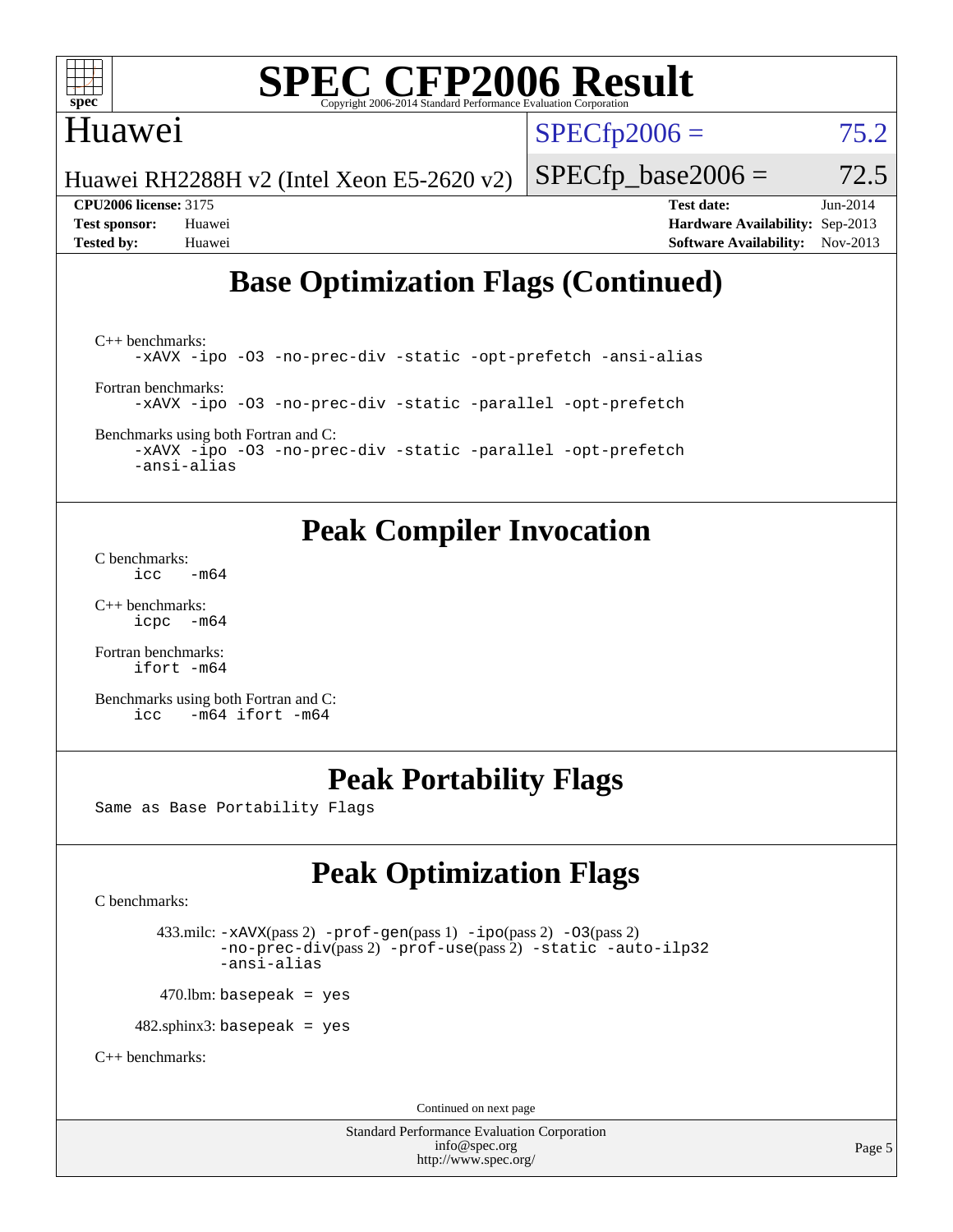# Base Optimization Flags (Continued)

C++ benchmarks:
```
-xAVX -ipo -O3 -no-prec-div -static -opt-prefetch -ansi-alias
```

Fortran benchmarks:
```
-xAVX -ipo -O3 -no-prec-div -static -parallel -opt-prefetch
```

Benchmarks using both Fortran and C:
```
-xAVX -ipo -O3 -no-prec-div -static -parallel -opt-prefetch
-ansi-alias
```

# Peak Compiler Invocation

C benchmarks:
```
icc   -m64
```

C++ benchmarks:
```
icpc  -m64
```

Fortran benchmarks:
```
ifort -m64
```

Benchmarks using both Fortran and C:
```
icc   -m64 ifort -m64
```

# Peak Portability Flags

Same as Base Portability Flags

# Peak Optimization Flags

C benchmarks:

433.milc: -xAVX(pass 2) -prof-gen(pass 1) -ipo(pass 2) -O3(pass 2) -no-prec-div(pass 2) -prof-use(pass 2) -static -auto-ilp32 -ansi-alias

470.lbm: basepeak = yes

482.sphinx3: basepeak = yes

C++ benchmarks:

Continued on next page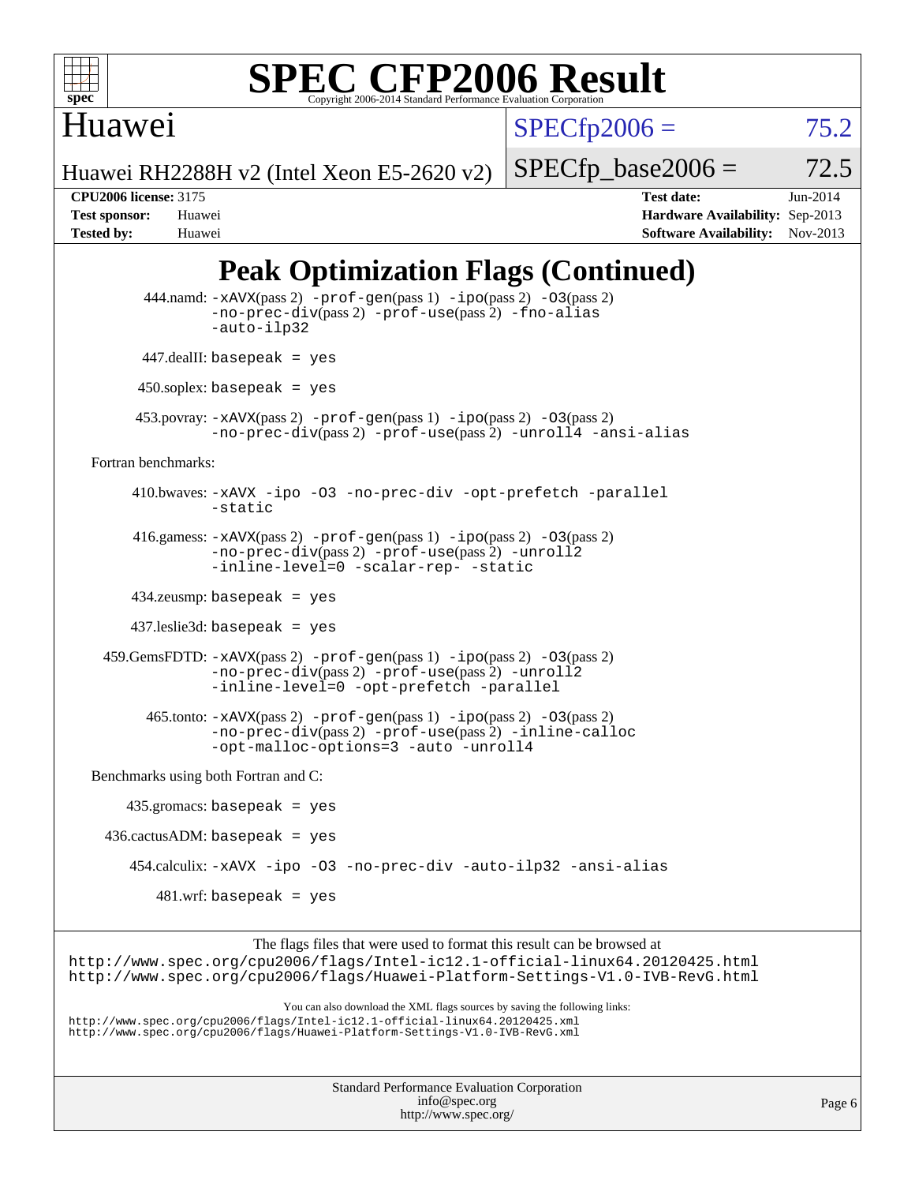# Peak Optimization Flags (Continued)

444.namd: -xAVX(pass 2) -prof-gen(pass 1) -ipo(pass 2) -O3(pass 2) -no-prec-div(pass 2) -prof-use(pass 2) -fno-alias -auto-ilp32

447.dealII: basepeak = yes

450.soplex: basepeak = yes

453.povray: -xAVX(pass 2) -prof-gen(pass 1) -ipo(pass 2) -O3(pass 2) -no-prec-div(pass 2) -prof-use(pass 2) -unroll4 -ansi-alias

Fortran benchmarks:

410.bwaves: -xAVX -ipo -O3 -no-prec-div -opt-prefetch -parallel -static

416.gamess: -xAVX(pass 2) -prof-gen(pass 1) -ipo(pass 2) -O3(pass 2) -no-prec-div(pass 2) -prof-use(pass 2) -unroll2 -inline-level=0 -scalar-rep- -static

434.zeusmp: basepeak = yes

437.leslie3d: basepeak = yes

459.GemsFDTD: -xAVX(pass 2) -prof-gen(pass 1) -ipo(pass 2) -O3(pass 2) -no-prec-div(pass 2) -prof-use(pass 2) -unroll2 -inline-level=0 -opt-prefetch -parallel

465.tonto: -xAVX(pass 2) -prof-gen(pass 1) -ipo(pass 2) -O3(pass 2) -no-prec-div(pass 2) -prof-use(pass 2) -inline-calloc -opt-malloc-options=3 -auto -unroll4

Benchmarks using both Fortran and C:

435.gromacs: basepeak = yes

436.cactusADM: basepeak = yes

454.calculix: -xAVX -ipo -O3 -no-prec-div -auto-ilp32 -ansi-alias

481.wrf: basepeak = yes

The flags files that were used to format this result can be browsed at
http://www.spec.org/cpu2006/flags/Intel-ic12.1-official-linux64.20120425.html
http://www.spec.org/cpu2006/flags/Huawei-Platform-Settings-V1.0-IVB-RevG.html

You can also download the XML flags sources by saving the following links:
http://www.spec.org/cpu2006/flags/Intel-ic12.1-official-linux64.20120425.xml
http://www.spec.org/cpu2006/flags/Huawei-Platform-Settings-V1.0-IVB-RevG.xml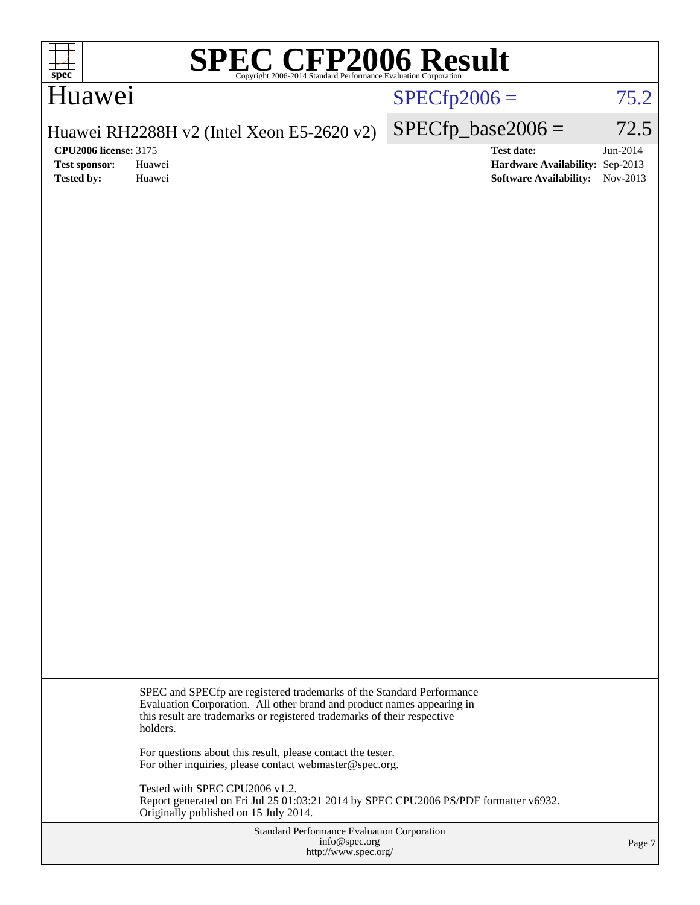SPEC and SPECfp are registered trademarks of the Standard Performance Evaluation Corporation. All other brand and product names appearing in this result are trademarks or registered trademarks of their respective holders.

For questions about this result, please contact the tester.
For other inquiries, please contact webmaster@spec.org.

Tested with SPEC CPU2006 v1.2.
Report generated on Fri Jul 25 01:03:21 2014 by SPEC CPU2006 PS/PDF formatter v6932.
Originally published on 15 July 2014.